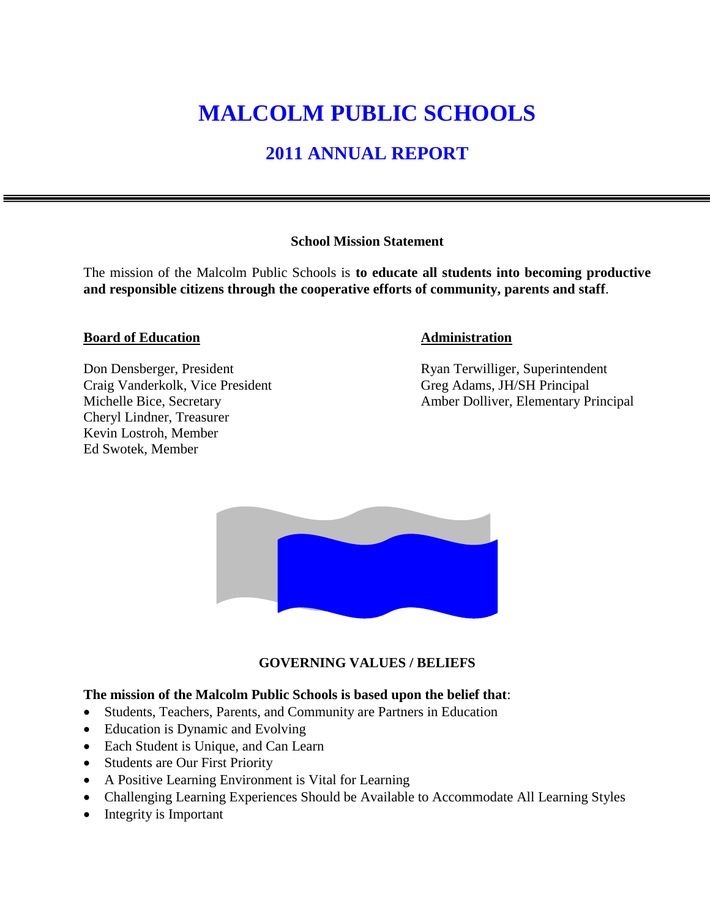# MALCOLM PUBLIC SCHOOLS

## 2011 ANNUAL REPORT

---

**School Mission Statement**

The mission of the Malcolm Public Schools is **to educate all students into becoming productive and responsible citizens through the cooperative efforts of community, parents and staff**.

**Board of Education**

Don Densberger, President
Craig Vanderkolk, Vice President
Michelle Bice, Secretary
Cheryl Lindner, Treasurer
Kevin Lostroh, Member
Ed Swotek, Member

**Administration**

Ryan Terwilliger, Superintendent
Greg Adams, JH/SH Principal
Amber Dolliver, Elementary Principal

**GOVERNING VALUES / BELIEFS**

**The mission of the Malcolm Public Schools is based upon the belief that**:

- Students, Teachers, Parents, and Community are Partners in Education
- Education is Dynamic and Evolving
- Each Student is Unique, and Can Learn
- Students are Our First Priority
- A Positive Learning Environment is Vital for Learning
- Challenging Learning Experiences Should be Available to Accommodate All Learning Styles
- Integrity is Important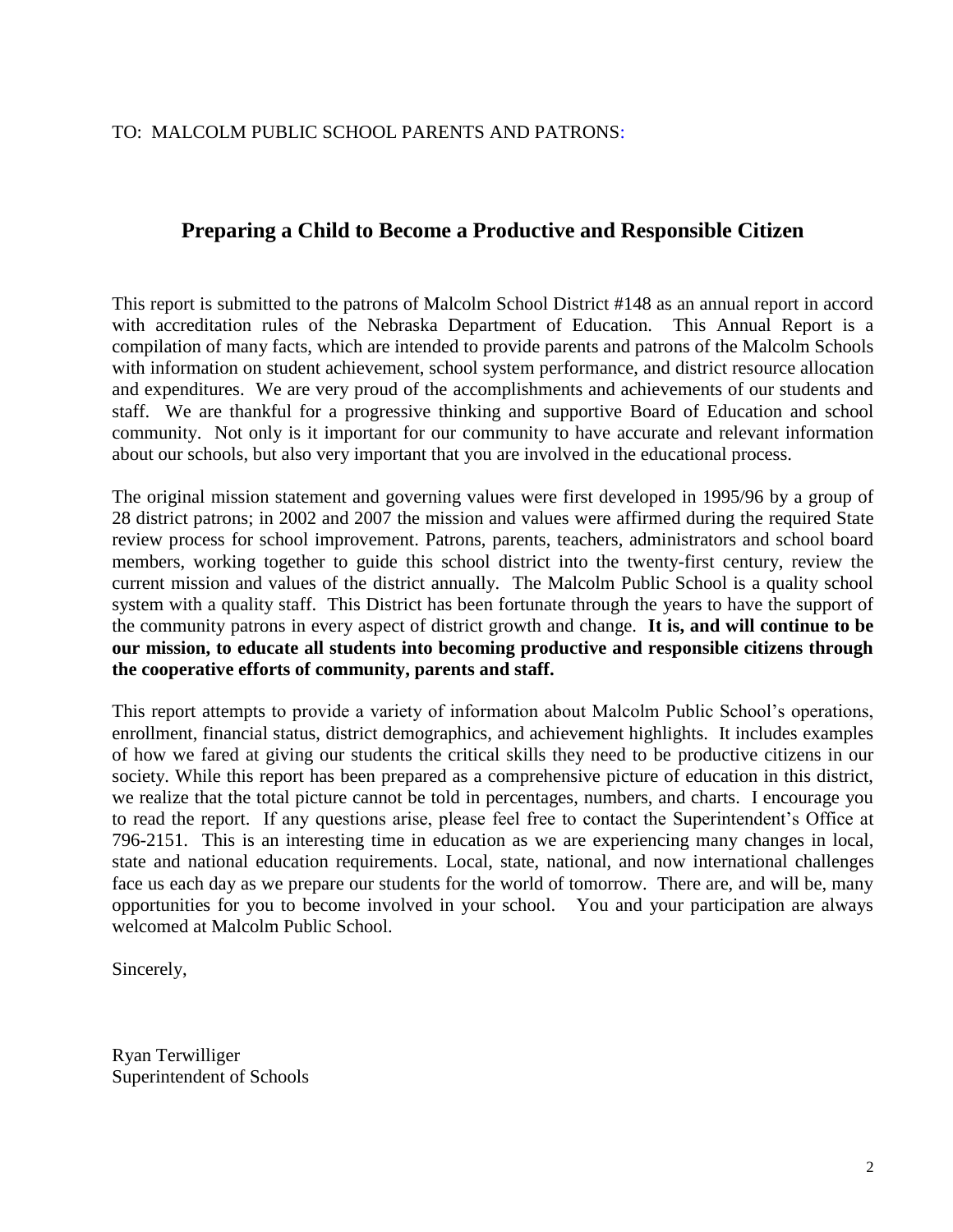TO: MALCOLM PUBLIC SCHOOL PARENTS AND PATRONS:

## Preparing a Child to Become a Productive and Responsible Citizen

This report is submitted to the patrons of Malcolm School District #148 as an annual report in accord with accreditation rules of the Nebraska Department of Education. This Annual Report is a compilation of many facts, which are intended to provide parents and patrons of the Malcolm Schools with information on student achievement, school system performance, and district resource allocation and expenditures. We are very proud of the accomplishments and achievements of our students and staff. We are thankful for a progressive thinking and supportive Board of Education and school community. Not only is it important for our community to have accurate and relevant information about our schools, but also very important that you are involved in the educational process.

The original mission statement and governing values were first developed in 1995/96 by a group of 28 district patrons; in 2002 and 2007 the mission and values were affirmed during the required State review process for school improvement. Patrons, parents, teachers, administrators and school board members, working together to guide this school district into the twenty-first century, review the current mission and values of the district annually. The Malcolm Public School is a quality school system with a quality staff. This District has been fortunate through the years to have the support of the community patrons in every aspect of district growth and change. **It is, and will continue to be our mission, to educate all students into becoming productive and responsible citizens through the cooperative efforts of community, parents and staff.**

This report attempts to provide a variety of information about Malcolm Public School's operations, enrollment, financial status, district demographics, and achievement highlights. It includes examples of how we fared at giving our students the critical skills they need to be productive citizens in our society. While this report has been prepared as a comprehensive picture of education in this district, we realize that the total picture cannot be told in percentages, numbers, and charts. I encourage you to read the report. If any questions arise, please feel free to contact the Superintendent's Office at 796-2151. This is an interesting time in education as we are experiencing many changes in local, state and national education requirements. Local, state, national, and now international challenges face us each day as we prepare our students for the world of tomorrow. There are, and will be, many opportunities for you to become involved in your school. You and your participation are always welcomed at Malcolm Public School.

Sincerely,

Ryan Terwilliger  
Superintendent of Schools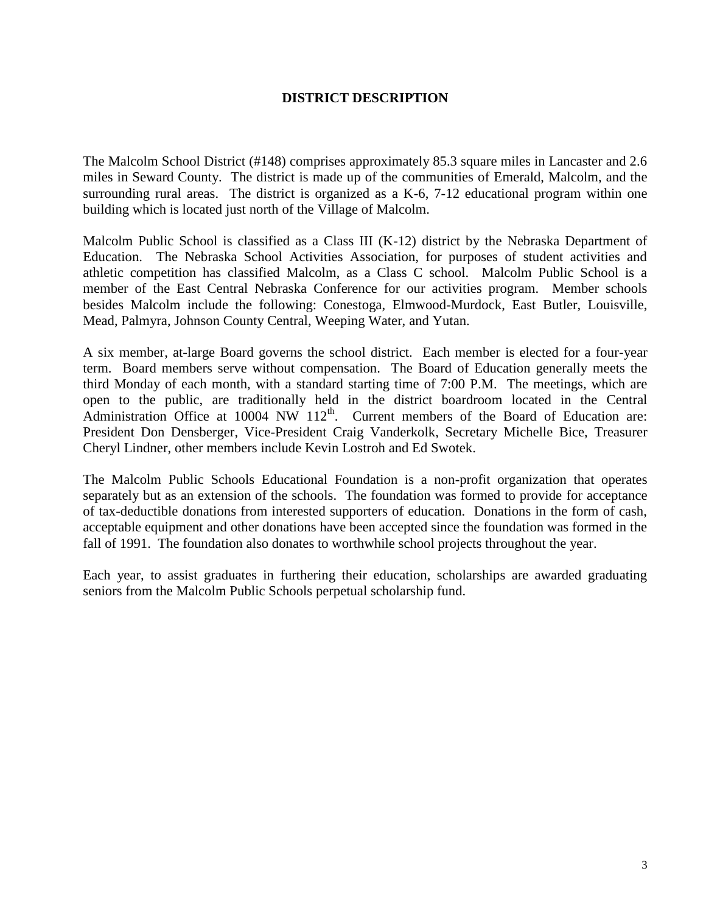# DISTRICT DESCRIPTION

The Malcolm School District (#148) comprises approximately 85.3 square miles in Lancaster and 2.6 miles in Seward County. The district is made up of the communities of Emerald, Malcolm, and the surrounding rural areas. The district is organized as a K-6, 7-12 educational program within one building which is located just north of the Village of Malcolm.

Malcolm Public School is classified as a Class III (K-12) district by the Nebraska Department of Education. The Nebraska School Activities Association, for purposes of student activities and athletic competition has classified Malcolm, as a Class C school. Malcolm Public School is a member of the East Central Nebraska Conference for our activities program. Member schools besides Malcolm include the following: Conestoga, Elmwood-Murdock, East Butler, Louisville, Mead, Palmyra, Johnson County Central, Weeping Water, and Yutan.

A six member, at-large Board governs the school district. Each member is elected for a four-year term. Board members serve without compensation. The Board of Education generally meets the third Monday of each month, with a standard starting time of 7:00 P.M. The meetings, which are open to the public, are traditionally held in the district boardroom located in the Central Administration Office at 10004 NW 112th. Current members of the Board of Education are: President Don Densberger, Vice-President Craig Vanderkolk, Secretary Michelle Bice, Treasurer Cheryl Lindner, other members include Kevin Lostroh and Ed Swotek.

The Malcolm Public Schools Educational Foundation is a non-profit organization that operates separately but as an extension of the schools. The foundation was formed to provide for acceptance of tax-deductible donations from interested supporters of education. Donations in the form of cash, acceptable equipment and other donations have been accepted since the foundation was formed in the fall of 1991. The foundation also donates to worthwhile school projects throughout the year.

Each year, to assist graduates in furthering their education, scholarships are awarded graduating seniors from the Malcolm Public Schools perpetual scholarship fund.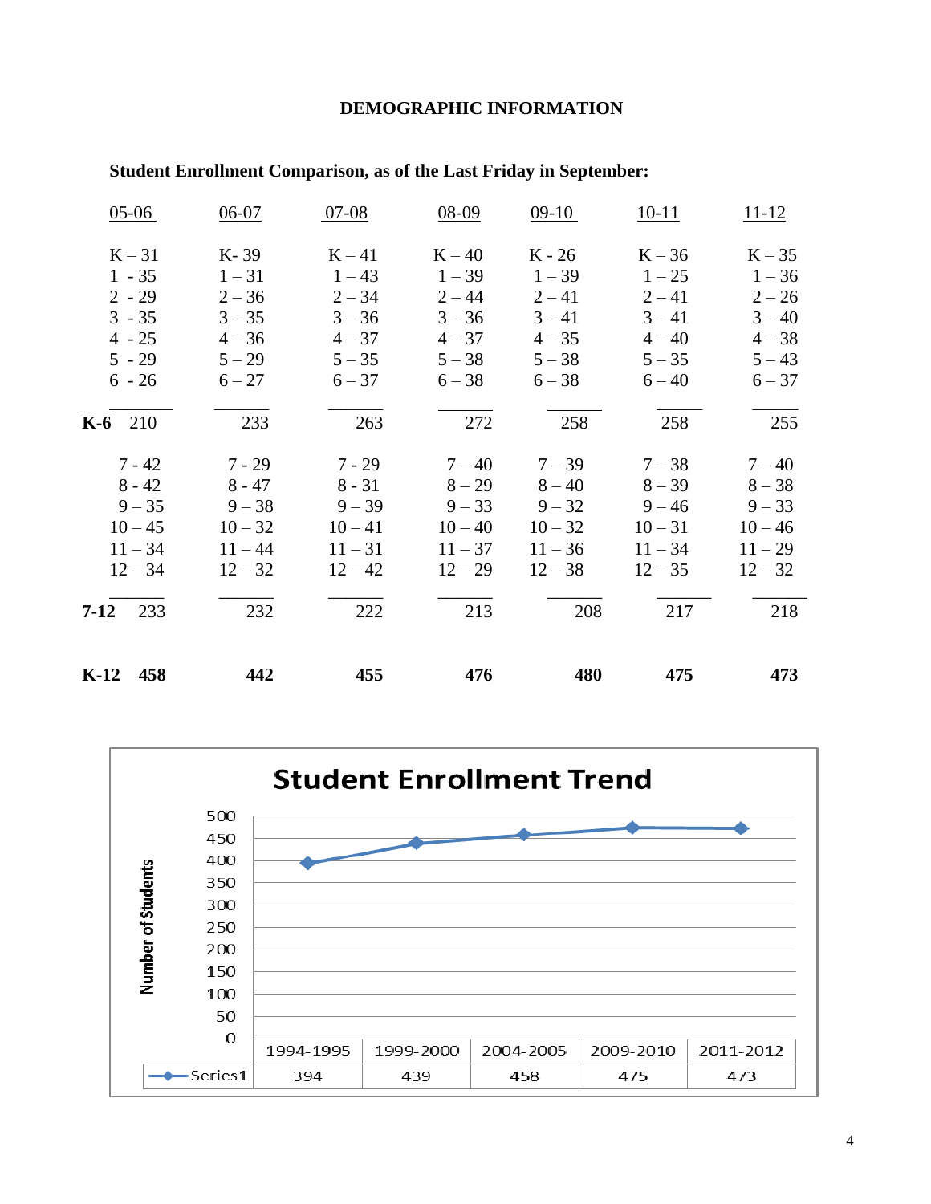**DEMOGRAPHIC INFORMATION**

**Student Enrollment Comparison, as of the Last Friday in September:**

| | 05-06 | 06-07 | 07-08 | 08-09 | 09-10 | 10-11 | 11-12 |
|---|---|---|---|---|---|---|---|
| | K – 31 | K- 39 | K – 41 | K – 40 | K - 26 | K – 36 | K – 35 |
| | 1 - 35 | 1 – 31 | 1 – 43 | 1 – 39 | 1 – 39 | 1 – 25 | 1 – 36 |
| | 2 - 29 | 2 – 36 | 2 – 34 | 2 – 44 | 2 – 41 | 2 – 41 | 2 – 26 |
| | 3 - 35 | 3 – 35 | 3 – 36 | 3 – 36 | 3 – 41 | 3 – 41 | 3 – 40 |
| | 4 - 25 | 4 – 36 | 4 – 37 | 4 – 37 | 4 – 35 | 4 – 40 | 4 – 38 |
| | 5 - 29 | 5 – 29 | 5 – 35 | 5 – 38 | 5 – 38 | 5 – 35 | 5 – 43 |
| | 6 - 26 | 6 – 27 | 6 – 37 | 6 – 38 | 6 – 38 | 6 – 40 | 6 – 37 |
| **K-6** | 210 | 233 | 263 | 272 | 258 | 258 | 255 |
| | 7 - 42 | 7 - 29 | 7 - 29 | 7 – 40 | 7 – 39 | 7 – 38 | 7 – 40 |
| | 8 - 42 | 8 - 47 | 8 - 31 | 8 – 29 | 8 – 40 | 8 – 39 | 8 – 38 |
| | 9 – 35 | 9 – 38 | 9 – 39 | 9 – 33 | 9 – 32 | 9 – 46 | 9 – 33 |
| | 10 – 45 | 10 – 32 | 10 – 41 | 10 – 40 | 10 – 32 | 10 – 31 | 10 – 46 |
| | 11 – 34 | 11 – 44 | 11 – 31 | 11 – 37 | 11 – 36 | 11 – 34 | 11 – 29 |
| | 12 – 34 | 12 – 32 | 12 – 42 | 12 – 29 | 12 – 38 | 12 – 35 | 12 – 32 |
| **7-12** | 233 | 232 | 222 | 213 | 208 | 217 | 218 |
| **K-12** | **458** | **442** | **455** | **476** | **480** | **475** | **473** |

**Student Enrollment Trend**

| | 1994-1995 | 1999-2000 | 2004-2005 | 2009-2010 | 2011-2012 |
|---|---|---|---|---|---|
| Series1 | 394 | 439 | 458 | 475 | 473 |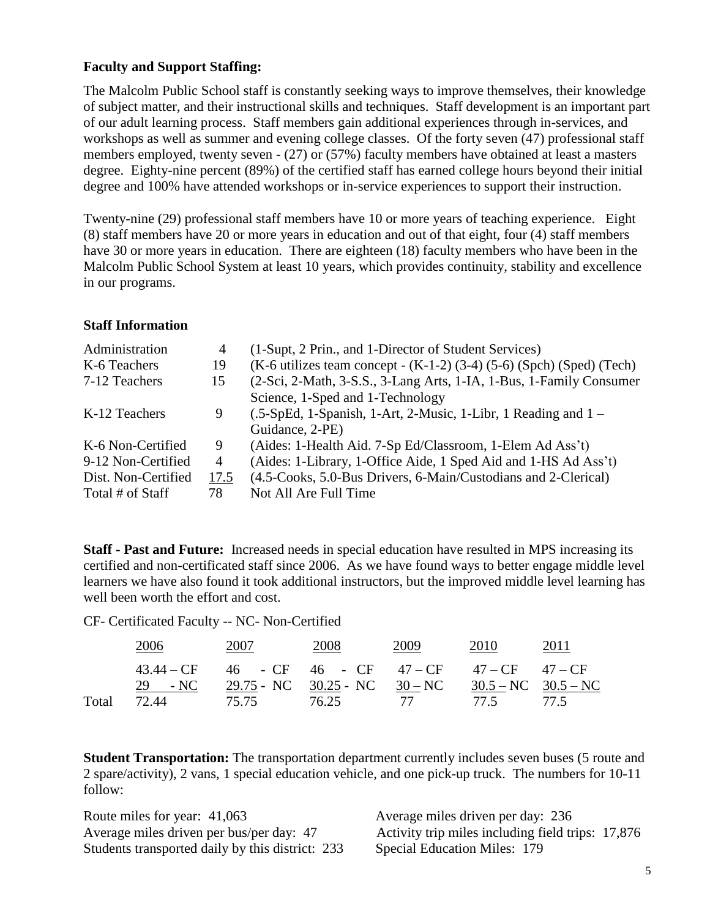**Faculty and Support Staffing:**

The Malcolm Public School staff is constantly seeking ways to improve themselves, their knowledge of subject matter, and their instructional skills and techniques. Staff development is an important part of our adult learning process. Staff members gain additional experiences through in-services, and workshops as well as summer and evening college classes. Of the forty seven (47) professional staff members employed, twenty seven - (27) or (57%) faculty members have obtained at least a masters degree. Eighty-nine percent (89%) of the certified staff has earned college hours beyond their initial degree and 100% have attended workshops or in-service experiences to support their instruction.

Twenty-nine (29) professional staff members have 10 or more years of teaching experience. Eight (8) staff members have 20 or more years in education and out of that eight, four (4) staff members have 30 or more years in education. There are eighteen (18) faculty members who have been in the Malcolm Public School System at least 10 years, which provides continuity, stability and excellence in our programs.

**Staff Information**

| | | |
|---|---|---|
| Administration | 4 | (1-Supt, 2 Prin., and 1-Director of Student Services) |
| K-6 Teachers | 19 | (K-6 utilizes team concept - (K-1-2) (3-4) (5-6) (Spch) (Sped) (Tech) |
| 7-12 Teachers | 15 | (2-Sci, 2-Math, 3-S.S., 3-Lang Arts, 1-IA, 1-Bus, 1-Family Consumer Science, 1-Sped and 1-Technology |
| K-12 Teachers | 9 | (.5-SpEd, 1-Spanish, 1-Art, 2-Music, 1-Libr, 1 Reading and 1 – Guidance, 2-PE) |
| K-6 Non-Certified | 9 | (Aides: 1-Health Aid. 7-Sp Ed/Classroom, 1-Elem Ad Ass't) |
| 9-12 Non-Certified | 4 | (Aides: 1-Library, 1-Office Aide, 1 Sped Aid and 1-HS Ad Ass't) |
| Dist. Non-Certified | 17.5 | (4.5-Cooks, 5.0-Bus Drivers, 6-Main/Custodians and 2-Clerical) |
| Total # of Staff | 78 | Not All Are Full Time |

**Staff - Past and Future:** Increased needs in special education have resulted in MPS increasing its certified and non-certificated staff since 2006. As we have found ways to better engage middle level learners we have also found it took additional instructors, but the improved middle level learning has well been worth the effort and cost.

CF- Certificated Faculty -- NC- Non-Certified

| | 2006 | 2007 | 2008 | 2009 | 2010 | 2011 |
|---|---|---|---|---|---|---|
| | 43.44 – CF | 46 - CF | 46 - CF | 47 – CF | 47 – CF | 47 – CF |
| | 29 - NC | 29.75 - NC | 30.25 - NC | 30 – NC | 30.5 – NC | 30.5 – NC |
| Total | 72.44 | 75.75 | 76.25 | 77 | 77.5 | 77.5 |

**Student Transportation:** The transportation department currently includes seven buses (5 route and 2 spare/activity), 2 vans, 1 special education vehicle, and one pick-up truck. The numbers for 10-11 follow:

Route miles for year: 41,063
Average miles driven per bus/per day: 47
Students transported daily by this district: 233
Average miles driven per day: 236
Activity trip miles including field trips: 17,876
Special Education Miles: 179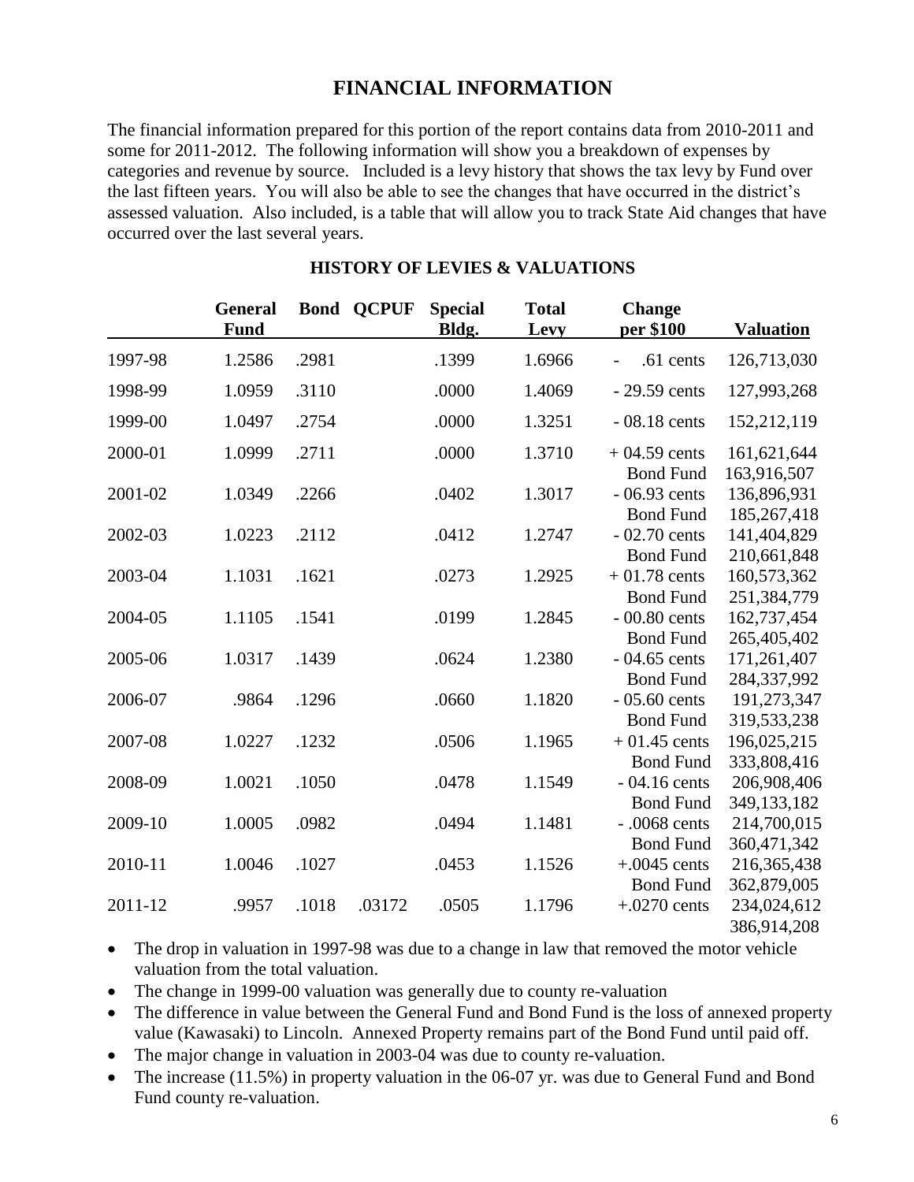# FINANCIAL INFORMATION

The financial information prepared for this portion of the report contains data from 2010-2011 and some for 2011-2012. The following information will show you a breakdown of expenses by categories and revenue by source. Included is a levy history that shows the tax levy by Fund over the last fifteen years. You will also be able to see the changes that have occurred in the district's assessed valuation. Also included, is a table that will allow you to track State Aid changes that have occurred over the last several years.

## HISTORY OF LEVIES & VALUATIONS

| | General Fund | Bond | QCPUF | Special Bldg. | Total Levy | Change per $100 | Valuation |
|---|---|---|---|---|---|---|---|
| 1997-98 | 1.2586 | .2981 | | .1399 | 1.6966 | - .61 cents | 126,713,030 |
| 1998-99 | 1.0959 | .3110 | | .0000 | 1.4069 | - 29.59 cents | 127,993,268 |
| 1999-00 | 1.0497 | .2754 | | .0000 | 1.3251 | - 08.18 cents | 152,212,119 |
| 2000-01 | 1.0999 | .2711 | | .0000 | 1.3710 | + 04.59 cents | 161,621,644 |
| | | | | | | Bond Fund | 163,916,507 |
| 2001-02 | 1.0349 | .2266 | | .0402 | 1.3017 | - 06.93 cents | 136,896,931 |
| | | | | | | Bond Fund | 185,267,418 |
| 2002-03 | 1.0223 | .2112 | | .0412 | 1.2747 | - 02.70 cents | 141,404,829 |
| | | | | | | Bond Fund | 210,661,848 |
| 2003-04 | 1.1031 | .1621 | | .0273 | 1.2925 | + 01.78 cents | 160,573,362 |
| | | | | | | Bond Fund | 251,384,779 |
| 2004-05 | 1.1105 | .1541 | | .0199 | 1.2845 | - 00.80 cents | 162,737,454 |
| | | | | | | Bond Fund | 265,405,402 |
| 2005-06 | 1.0317 | .1439 | | .0624 | 1.2380 | - 04.65 cents | 171,261,407 |
| | | | | | | Bond Fund | 284,337,992 |
| 2006-07 | .9864 | .1296 | | .0660 | 1.1820 | - 05.60 cents | 191,273,347 |
| | | | | | | Bond Fund | 319,533,238 |
| 2007-08 | 1.0227 | .1232 | | .0506 | 1.1965 | + 01.45 cents | 196,025,215 |
| | | | | | | Bond Fund | 333,808,416 |
| 2008-09 | 1.0021 | .1050 | | .0478 | 1.1549 | - 04.16 cents | 206,908,406 |
| | | | | | | Bond Fund | 349,133,182 |
| 2009-10 | 1.0005 | .0982 | | .0494 | 1.1481 | - .0068 cents | 214,700,015 |
| | | | | | | Bond Fund | 360,471,342 |
| 2010-11 | 1.0046 | .1027 | | .0453 | 1.1526 | +.0045 cents | 216,365,438 |
| | | | | | | Bond Fund | 362,879,005 |
| 2011-12 | .9957 | .1018 | .03172 | .0505 | 1.1796 | +.0270 cents | 234,024,612 |
| | | | | | | | 386,914,208 |

- The drop in valuation in 1997-98 was due to a change in law that removed the motor vehicle valuation from the total valuation.
- The change in 1999-00 valuation was generally due to county re-valuation
- The difference in value between the General Fund and Bond Fund is the loss of annexed property value (Kawasaki) to Lincoln. Annexed Property remains part of the Bond Fund until paid off.
- The major change in valuation in 2003-04 was due to county re-valuation.
- The increase (11.5%) in property valuation in the 06-07 yr. was due to General Fund and Bond Fund county re-valuation.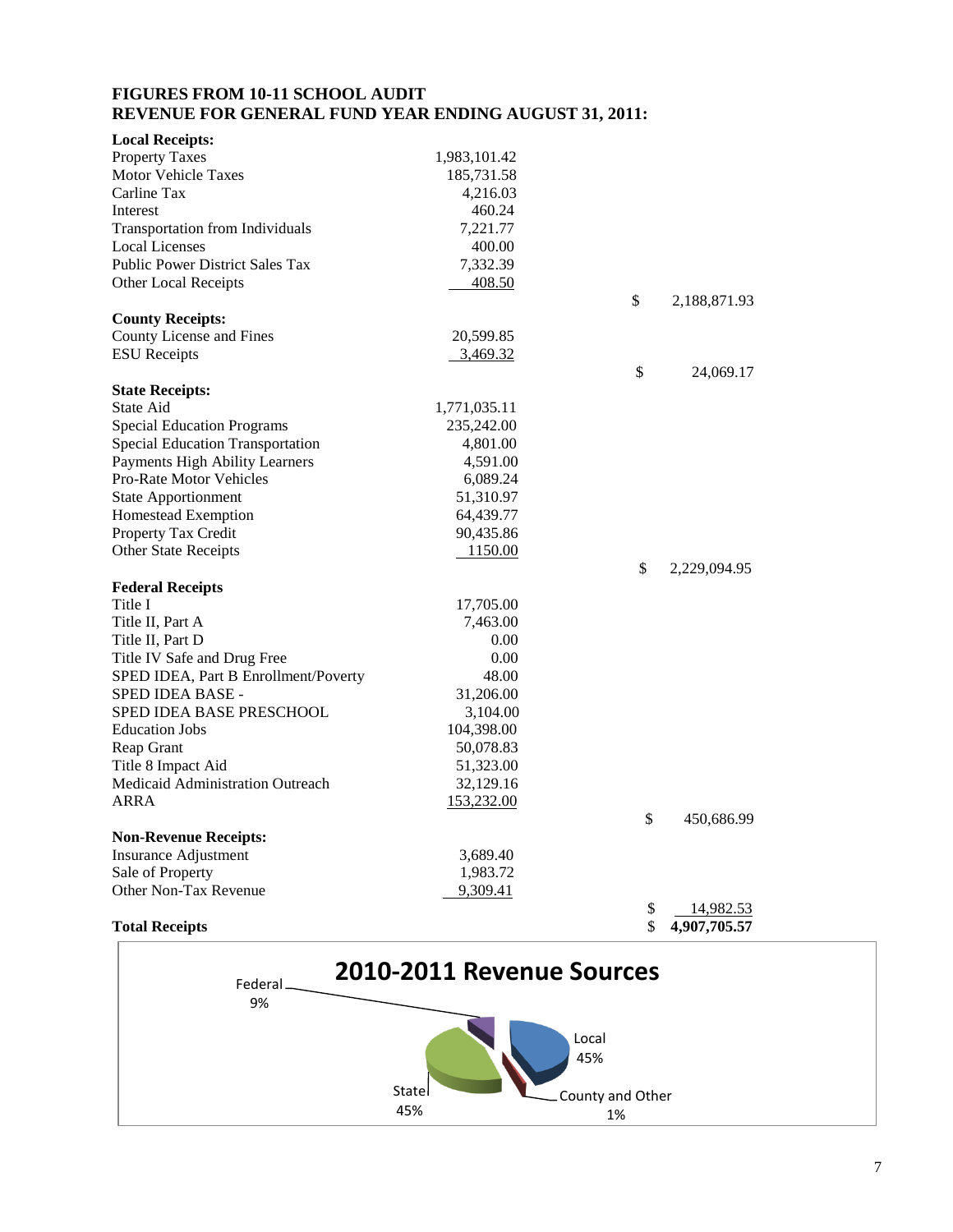**FIGURES FROM 10-11 SCHOOL AUDIT**
**REVENUE FOR GENERAL FUND YEAR ENDING AUGUST 31, 2011:**

| | | |
|---|---|---|
| **Local Receipts:** | | |
| Property Taxes | 1,983,101.42 | |
| Motor Vehicle Taxes | 185,731.58 | |
| Carline Tax | 4,216.03 | |
| Interest | 460.24 | |
| Transportation from Individuals | 7,221.77 | |
| Local Licenses | 400.00 | |
| Public Power District Sales Tax | 7,332.39 | |
| Other Local Receipts | 408.50 | |
| | | $ 2,188,871.93 |
| **County Receipts:** | | |
| County License and Fines | 20,599.85 | |
| ESU Receipts | 3,469.32 | |
| | | $ 24,069.17 |
| **State Receipts:** | | |
| State Aid | 1,771,035.11 | |
| Special Education Programs | 235,242.00 | |
| Special Education Transportation | 4,801.00 | |
| Payments High Ability Learners | 4,591.00 | |
| Pro-Rate Motor Vehicles | 6,089.24 | |
| State Apportionment | 51,310.97 | |
| Homestead Exemption | 64,439.77 | |
| Property Tax Credit | 90,435.86 | |
| Other State Receipts | 1150.00 | |
| | | $ 2,229,094.95 |
| **Federal Receipts** | | |
| Title I | 17,705.00 | |
| Title II, Part A | 7,463.00 | |
| Title II, Part D | 0.00 | |
| Title IV Safe and Drug Free | 0.00 | |
| SPED IDEA, Part B Enrollment/Poverty | 48.00 | |
| SPED IDEA BASE - | 31,206.00 | |
| SPED IDEA BASE PRESCHOOL | 3,104.00 | |
| Education Jobs | 104,398.00 | |
| Reap Grant | 50,078.83 | |
| Title 8 Impact Aid | 51,323.00 | |
| Medicaid Administration Outreach | 32,129.16 | |
| ARRA | 153,232.00 | |
| | | $ 450,686.99 |
| **Non-Revenue Receipts:** | | |
| Insurance Adjustment | 3,689.40 | |
| Sale of Property | 1,983.72 | |
| Other Non-Tax Revenue | 9,309.41 | |
| | | $ 14,982.53 |
| **Total Receipts** | | **$ 4,907,705.57** |

**2010-2011 Revenue Sources**

Federal 9%

Local 45%

State 45%

County and Other 1%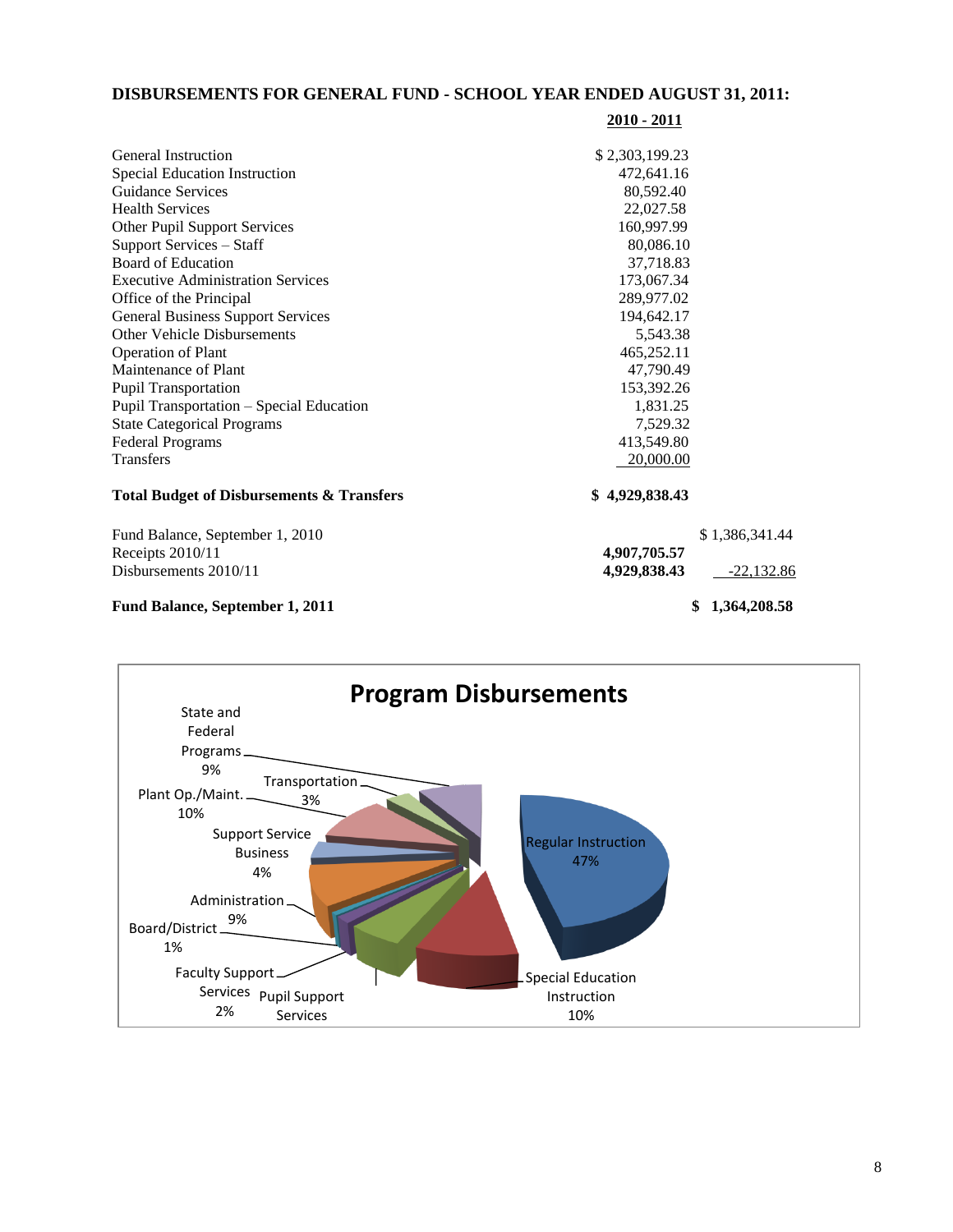## DISBURSEMENTS FOR GENERAL FUND - SCHOOL YEAR ENDED AUGUST 31, 2011:

| | 2010 - 2011 |
|---|---|
| General Instruction | $ 2,303,199.23 |
| Special Education Instruction | 472,641.16 |
| Guidance Services | 80,592.40 |
| Health Services | 22,027.58 |
| Other Pupil Support Services | 160,997.99 |
| Support Services – Staff | 80,086.10 |
| Board of Education | 37,718.83 |
| Executive Administration Services | 173,067.34 |
| Office of the Principal | 289,977.02 |
| General Business Support Services | 194,642.17 |
| Other Vehicle Disbursements | 5,543.38 |
| Operation of Plant | 465,252.11 |
| Maintenance of Plant | 47,790.49 |
| Pupil Transportation | 153,392.26 |
| Pupil Transportation – Special Education | 1,831.25 |
| State Categorical Programs | 7,529.32 |
| Federal Programs | 413,549.80 |
| Transfers | 20,000.00 |
| **Total Budget of Disbursements & Transfers** | **$ 4,929,838.43** |

| | | |
|---|---|---|
| Fund Balance, September 1, 2010 | | $ 1,386,341.44 |
| Receipts 2010/11 | **4,907,705.57** | |
| Disbursements 2010/11 | **4,929,838.43** | -22,132.86 |
| **Fund Balance, September 1, 2011** | | **$ 1,364,208.58** |

**Program Disbursements**

- Regular Instruction 47%
- Special Education Instruction 10%
- Pupil Support Services
- Faculty Support Services 2%
- Board/District 1%
- Administration 9%
- Support Service Business 4%
- Plant Op./Maint. 10%
- Transportation 3%
- State and Federal Programs 9%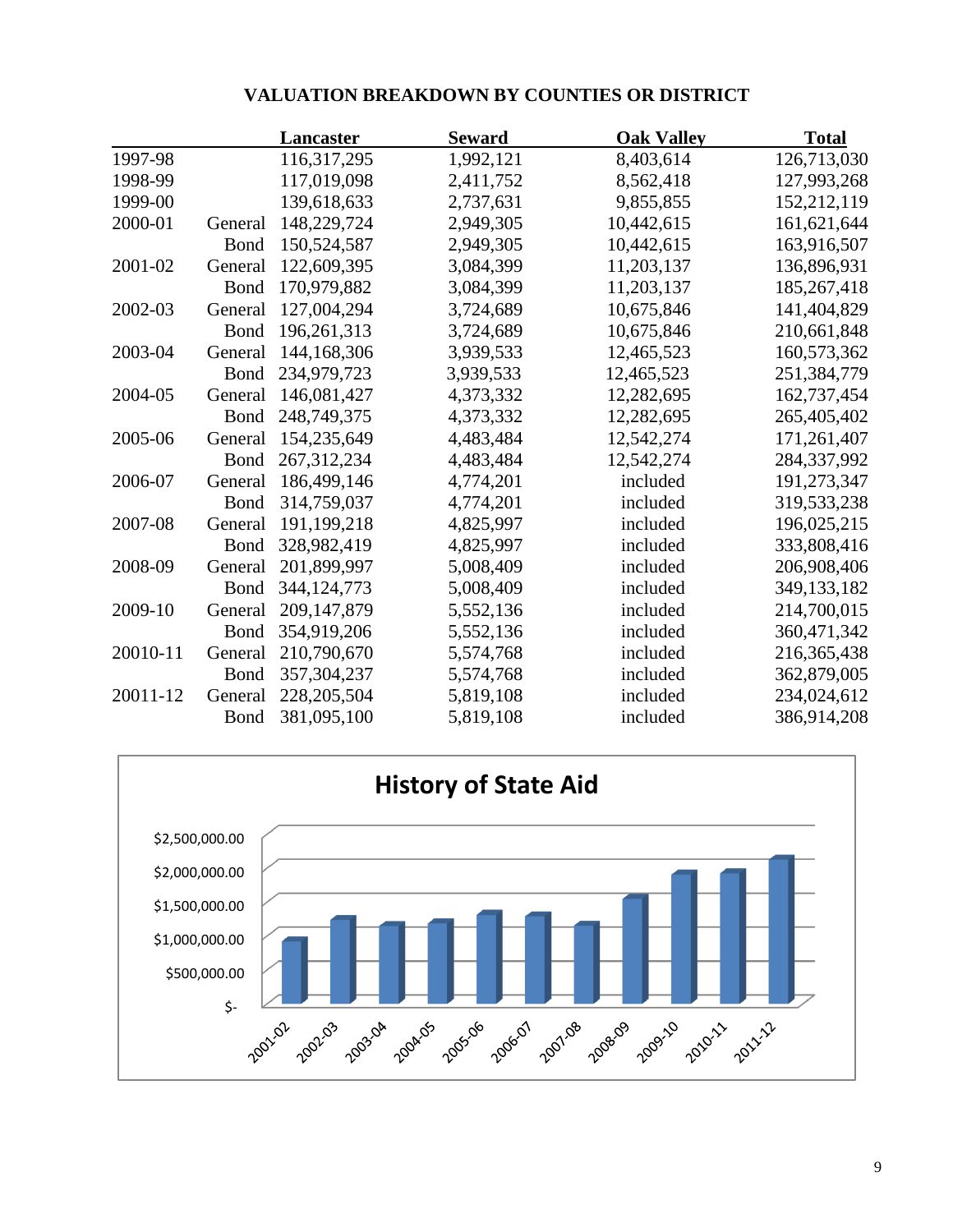## VALUATION BREAKDOWN BY COUNTIES OR DISTRICT

| | | Lancaster | Seward | Oak Valley | Total |
|---|---|---|---|---|---|
| 1997-98 | | 116,317,295 | 1,992,121 | 8,403,614 | 126,713,030 |
| 1998-99 | | 117,019,098 | 2,411,752 | 8,562,418 | 127,993,268 |
| 1999-00 | | 139,618,633 | 2,737,631 | 9,855,855 | 152,212,119 |
| 2000-01 | General | 148,229,724 | 2,949,305 | 10,442,615 | 161,621,644 |
| | Bond | 150,524,587 | 2,949,305 | 10,442,615 | 163,916,507 |
| 2001-02 | General | 122,609,395 | 3,084,399 | 11,203,137 | 136,896,931 |
| | Bond | 170,979,882 | 3,084,399 | 11,203,137 | 185,267,418 |
| 2002-03 | General | 127,004,294 | 3,724,689 | 10,675,846 | 141,404,829 |
| | Bond | 196,261,313 | 3,724,689 | 10,675,846 | 210,661,848 |
| 2003-04 | General | 144,168,306 | 3,939,533 | 12,465,523 | 160,573,362 |
| | Bond | 234,979,723 | 3,939,533 | 12,465,523 | 251,384,779 |
| 2004-05 | General | 146,081,427 | 4,373,332 | 12,282,695 | 162,737,454 |
| | Bond | 248,749,375 | 4,373,332 | 12,282,695 | 265,405,402 |
| 2005-06 | General | 154,235,649 | 4,483,484 | 12,542,274 | 171,261,407 |
| | Bond | 267,312,234 | 4,483,484 | 12,542,274 | 284,337,992 |
| 2006-07 | General | 186,499,146 | 4,774,201 | included | 191,273,347 |
| | Bond | 314,759,037 | 4,774,201 | included | 319,533,238 |
| 2007-08 | General | 191,199,218 | 4,825,997 | included | 196,025,215 |
| | Bond | 328,982,419 | 4,825,997 | included | 333,808,416 |
| 2008-09 | General | 201,899,997 | 5,008,409 | included | 206,908,406 |
| | Bond | 344,124,773 | 5,008,409 | included | 349,133,182 |
| 2009-10 | General | 209,147,879 | 5,552,136 | included | 214,700,015 |
| | Bond | 354,919,206 | 5,552,136 | included | 360,471,342 |
| 20010-11 | General | 210,790,670 | 5,574,768 | included | 216,365,438 |
| | Bond | 357,304,237 | 5,574,768 | included | 362,879,005 |
| 20011-12 | General | 228,205,504 | 5,819,108 | included | 234,024,612 |
| | Bond | 381,095,100 | 5,819,108 | included | 386,914,208 |

**History of State Aid**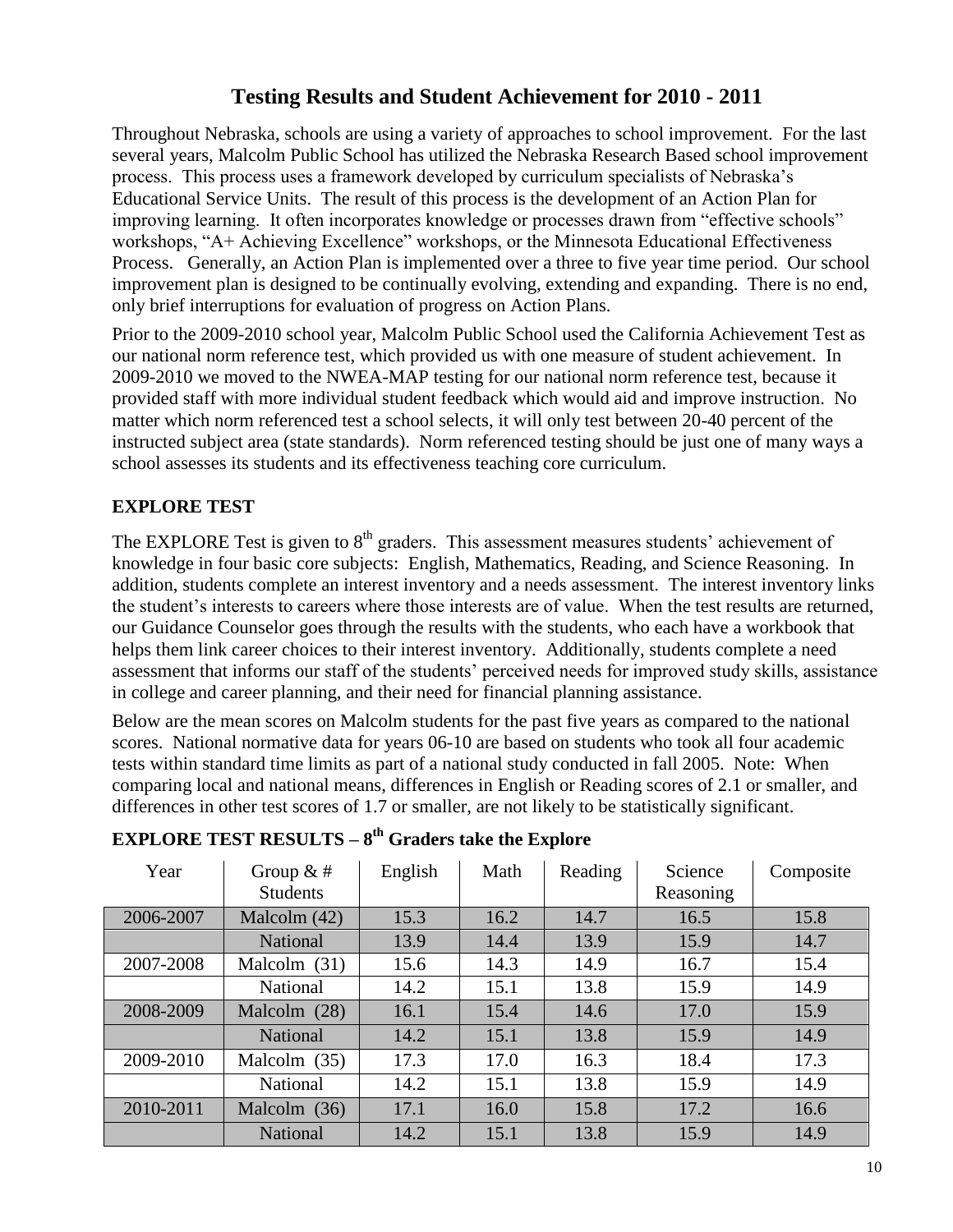# Testing Results and Student Achievement for 2010 - 2011

Throughout Nebraska, schools are using a variety of approaches to school improvement. For the last several years, Malcolm Public School has utilized the Nebraska Research Based school improvement process. This process uses a framework developed by curriculum specialists of Nebraska's Educational Service Units. The result of this process is the development of an Action Plan for improving learning. It often incorporates knowledge or processes drawn from "effective schools" workshops, "A+ Achieving Excellence" workshops, or the Minnesota Educational Effectiveness Process. Generally, an Action Plan is implemented over a three to five year time period. Our school improvement plan is designed to be continually evolving, extending and expanding. There is no end, only brief interruptions for evaluation of progress on Action Plans.

Prior to the 2009-2010 school year, Malcolm Public School used the California Achievement Test as our national norm reference test, which provided us with one measure of student achievement. In 2009-2010 we moved to the NWEA-MAP testing for our national norm reference test, because it provided staff with more individual student feedback which would aid and improve instruction. No matter which norm referenced test a school selects, it will only test between 20-40 percent of the instructed subject area (state standards). Norm referenced testing should be just one of many ways a school assesses its students and its effectiveness teaching core curriculum.

## EXPLORE TEST

The EXPLORE Test is given to 8th graders. This assessment measures students' achievement of knowledge in four basic core subjects: English, Mathematics, Reading, and Science Reasoning. In addition, students complete an interest inventory and a needs assessment. The interest inventory links the student's interests to careers where those interests are of value. When the test results are returned, our Guidance Counselor goes through the results with the students, who each have a workbook that helps them link career choices to their interest inventory. Additionally, students complete a need assessment that informs our staff of the students' perceived needs for improved study skills, assistance in college and career planning, and their need for financial planning assistance.

Below are the mean scores on Malcolm students for the past five years as compared to the national scores. National normative data for years 06-10 are based on students who took all four academic tests within standard time limits as part of a national study conducted in fall 2005. Note: When comparing local and national means, differences in English or Reading scores of 2.1 or smaller, and differences in other test scores of 1.7 or smaller, are not likely to be statistically significant.

## EXPLORE TEST RESULTS – 8th Graders take the Explore

| Year | Group & # Students | English | Math | Reading | Science Reasoning | Composite |
|---|---|---|---|---|---|---|
| 2006-2007 | Malcolm (42) | 15.3 | 16.2 | 14.7 | 16.5 | 15.8 |
| | National | 13.9 | 14.4 | 13.9 | 15.9 | 14.7 |
| 2007-2008 | Malcolm (31) | 15.6 | 14.3 | 14.9 | 16.7 | 15.4 |
| | National | 14.2 | 15.1 | 13.8 | 15.9 | 14.9 |
| 2008-2009 | Malcolm (28) | 16.1 | 15.4 | 14.6 | 17.0 | 15.9 |
| | National | 14.2 | 15.1 | 13.8 | 15.9 | 14.9 |
| 2009-2010 | Malcolm (35) | 17.3 | 17.0 | 16.3 | 18.4 | 17.3 |
| | National | 14.2 | 15.1 | 13.8 | 15.9 | 14.9 |
| 2010-2011 | Malcolm (36) | 17.1 | 16.0 | 15.8 | 17.2 | 16.6 |
| | National | 14.2 | 15.1 | 13.8 | 15.9 | 14.9 |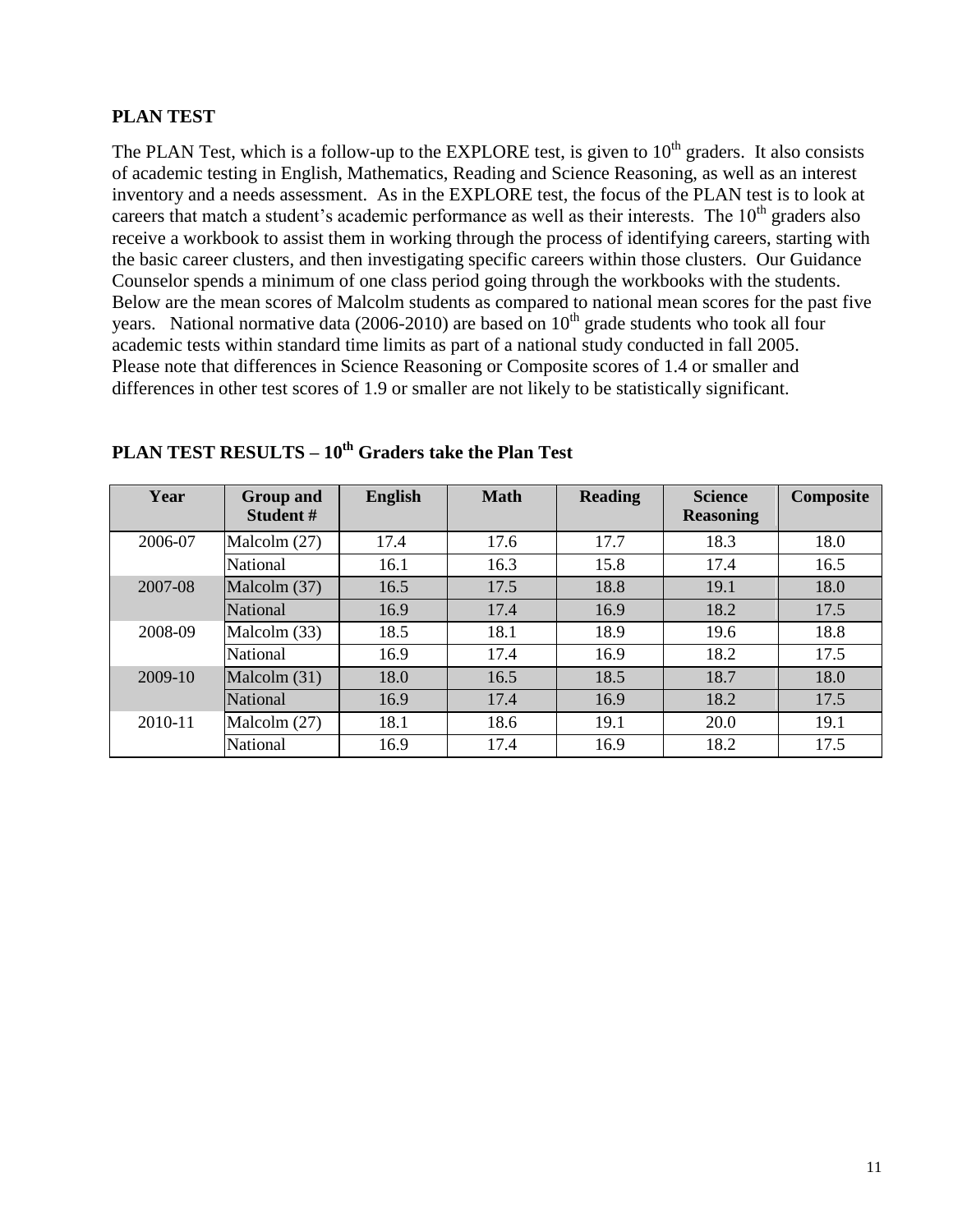## PLAN TEST

The PLAN Test, which is a follow-up to the EXPLORE test, is given to 10th graders. It also consists of academic testing in English, Mathematics, Reading and Science Reasoning, as well as an interest inventory and a needs assessment. As in the EXPLORE test, the focus of the PLAN test is to look at careers that match a student's academic performance as well as their interests. The 10th graders also receive a workbook to assist them in working through the process of identifying careers, starting with the basic career clusters, and then investigating specific careers within those clusters. Our Guidance Counselor spends a minimum of one class period going through the workbooks with the students. Below are the mean scores of Malcolm students as compared to national mean scores for the past five years. National normative data (2006-2010) are based on 10th grade students who took all four academic tests within standard time limits as part of a national study conducted in fall 2005. Please note that differences in Science Reasoning or Composite scores of 1.4 or smaller and differences in other test scores of 1.9 or smaller are not likely to be statistically significant.

## PLAN TEST RESULTS – 10th Graders take the Plan Test

| Year | Group and Student # | English | Math | Reading | Science Reasoning | Composite |
|---|---|---|---|---|---|---|
| 2006-07 | Malcolm (27) | 17.4 | 17.6 | 17.7 | 18.3 | 18.0 |
| | National | 16.1 | 16.3 | 15.8 | 17.4 | 16.5 |
| 2007-08 | Malcolm (37) | 16.5 | 17.5 | 18.8 | 19.1 | 18.0 |
| | National | 16.9 | 17.4 | 16.9 | 18.2 | 17.5 |
| 2008-09 | Malcolm (33) | 18.5 | 18.1 | 18.9 | 19.6 | 18.8 |
| | National | 16.9 | 17.4 | 16.9 | 18.2 | 17.5 |
| 2009-10 | Malcolm (31) | 18.0 | 16.5 | 18.5 | 18.7 | 18.0 |
| | National | 16.9 | 17.4 | 16.9 | 18.2 | 17.5 |
| 2010-11 | Malcolm (27) | 18.1 | 18.6 | 19.1 | 20.0 | 19.1 |
| | National | 16.9 | 17.4 | 16.9 | 18.2 | 17.5 |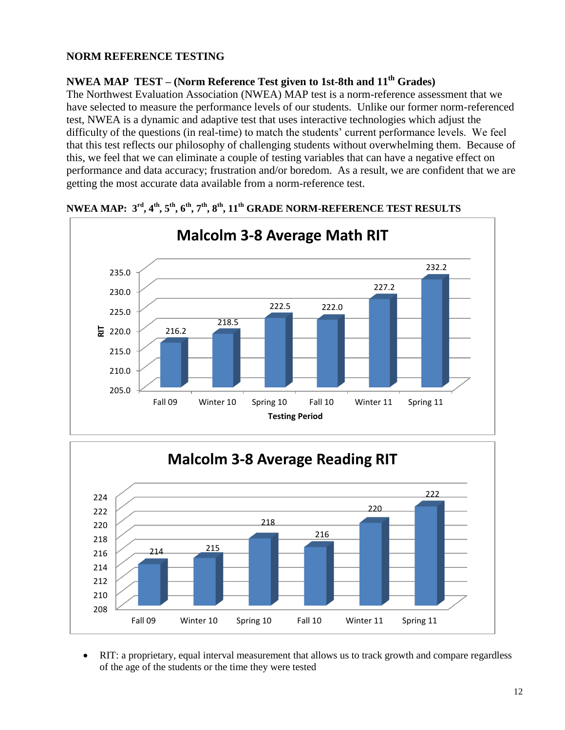## NORM REFERENCE TESTING

### NWEA MAP TEST – (Norm Reference Test given to 1st-8th and 11th Grades)

The Northwest Evaluation Association (NWEA) MAP test is a norm-reference assessment that we have selected to measure the performance levels of our students. Unlike our former norm-referenced test, NWEA is a dynamic and adaptive test that uses interactive technologies which adjust the difficulty of the questions (in real-time) to match the students' current performance levels. We feel that this test reflects our philosophy of challenging students without overwhelming them. Because of this, we feel that we can eliminate a couple of testing variables that can have a negative effect on performance and data accuracy; frustration and/or boredom. As a result, we are confident that we are getting the most accurate data available from a norm-reference test.

### NWEA MAP: 3rd, 4th, 5th, 6th, 7th, 8th, 11th GRADE NORM-REFERENCE TEST RESULTS

**Malcolm 3-8 Average Math RIT**

| Testing Period | RIT |
|---|---|
| Fall 09 | 216.2 |
| Winter 10 | 218.5 |
| Spring 10 | 222.5 |
| Fall 10 | 222.0 |
| Winter 11 | 227.2 |
| Spring 11 | 232.2 |

**Malcolm 3-8 Average Reading RIT**

| Testing Period | RIT |
|---|---|
| Fall 09 | 214 |
| Winter 10 | 215 |
| Spring 10 | 218 |
| Fall 10 | 216 |
| Winter 11 | 220 |
| Spring 11 | 222 |

- RIT: a proprietary, equal interval measurement that allows us to track growth and compare regardless of the age of the students or the time they were tested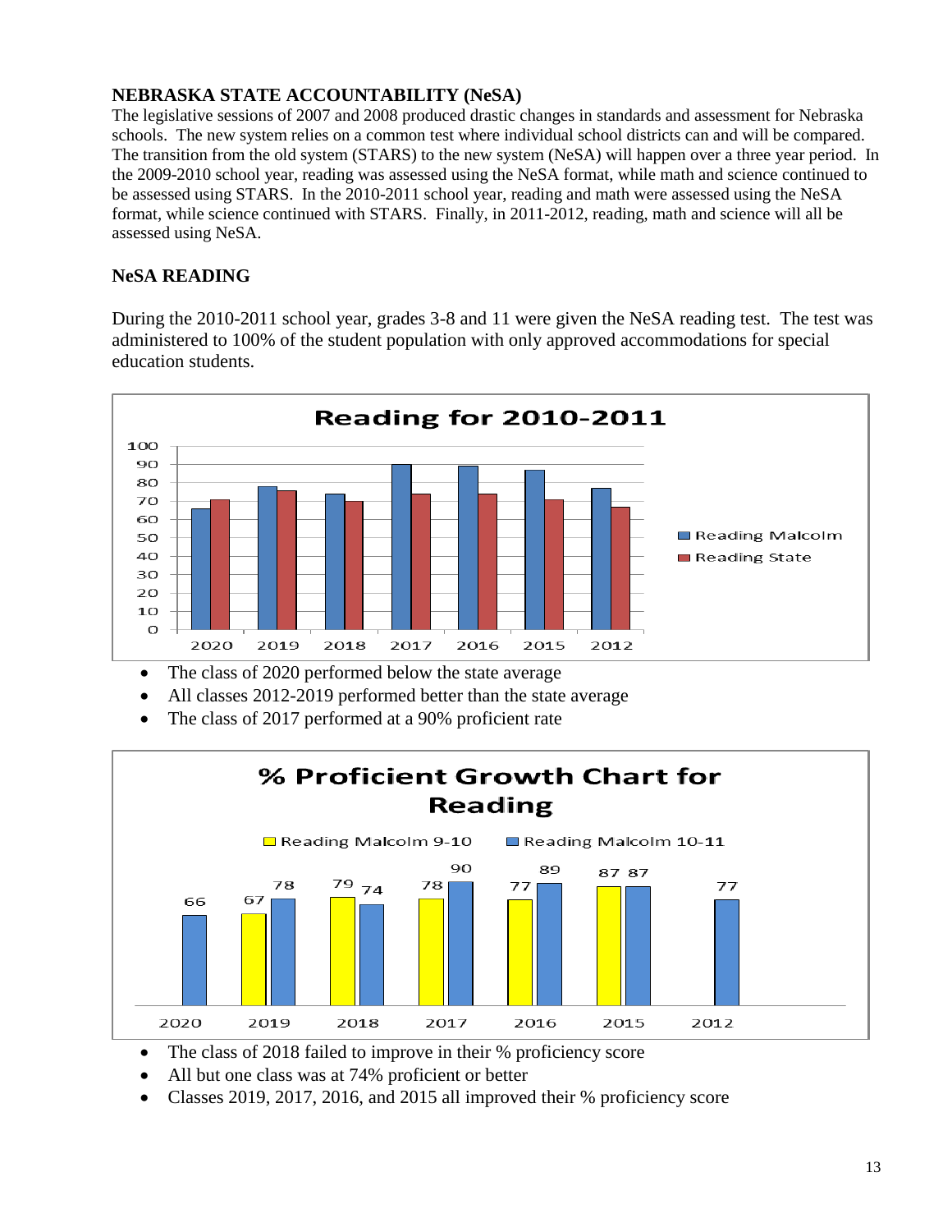## NEBRASKA STATE ACCOUNTABILITY (NeSA)

The legislative sessions of 2007 and 2008 produced drastic changes in standards and assessment for Nebraska schools. The new system relies on a common test where individual school districts can and will be compared. The transition from the old system (STARS) to the new system (NeSA) will happen over a three year period. In the 2009-2010 school year, reading was assessed using the NeSA format, while math and science continued to be assessed using STARS. In the 2010-2011 school year, reading and math were assessed using the NeSA format, while science continued with STARS. Finally, in 2011-2012, reading, math and science will all be assessed using NeSA.

## NeSA READING

During the 2010-2011 school year, grades 3-8 and 11 were given the NeSA reading test. The test was administered to 100% of the student population with only approved accommodations for special education students.

**Reading for 2010-2011**

| Class | Reading Malcolm | Reading State |
|---|---|---|
| 2020 | 66 | 71 |
| 2019 | 78 | 76 |
| 2018 | 74 | 70 |
| 2017 | 90 | 74 |
| 2016 | 89 | 74 |
| 2015 | 87 | 71 |
| 2012 | 77 | 67 |

- The class of 2020 performed below the state average
- All classes 2012-2019 performed better than the state average
- The class of 2017 performed at a 90% proficient rate

**% Proficient Growth Chart for Reading**

| Class | Reading Malcolm 9-10 | Reading Malcolm 10-11 |
|---|---|---|
| 2020 | | 66 |
| 2019 | 67 | 78 |
| 2018 | 79 | 74 |
| 2017 | 78 | 90 |
| 2016 | 77 | 89 |
| 2015 | 87 | 87 |
| 2012 | | 77 |

- The class of 2018 failed to improve in their % proficiency score
- All but one class was at 74% proficient or better
- Classes 2019, 2017, 2016, and 2015 all improved their % proficiency score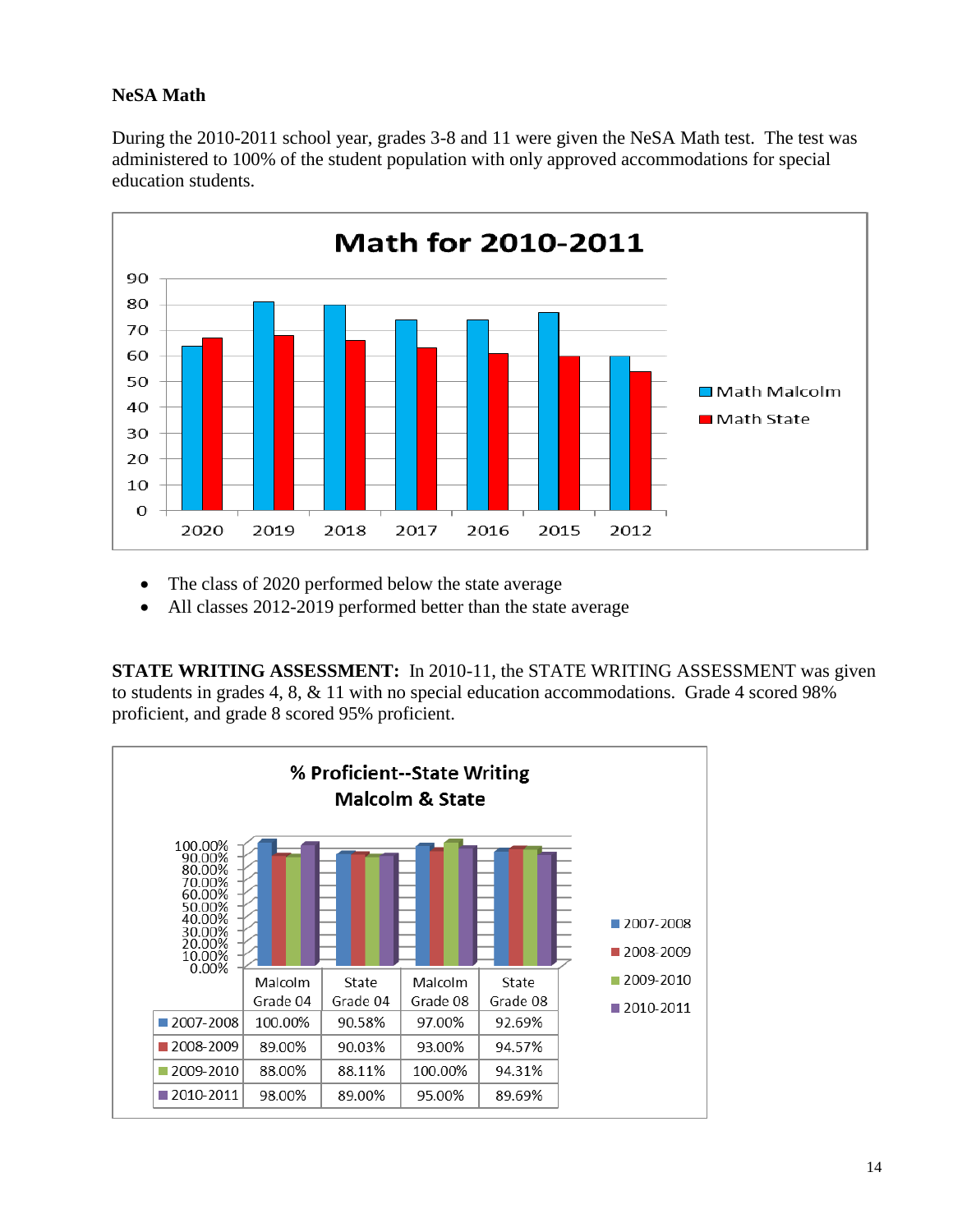**NeSA Math**

During the 2010-2011 school year, grades 3-8 and 11 were given the NeSA Math test. The test was administered to 100% of the student population with only approved accommodations for special education students.

**Math for 2010-2011**

- The class of 2020 performed below the state average
- All classes 2012-2019 performed better than the state average

**STATE WRITING ASSESSMENT:** In 2010-11, the STATE WRITING ASSESSMENT was given to students in grades 4, 8, & 11 with no special education accommodations. Grade 4 scored 98% proficient, and grade 8 scored 95% proficient.

**% Proficient--State Writing Malcolm & State**

| | Malcolm Grade 04 | State Grade 04 | Malcolm Grade 08 | State Grade 08 |
|---|---|---|---|---|
| 2007-2008 | 100.00% | 90.58% | 97.00% | 92.69% |
| 2008-2009 | 89.00% | 90.03% | 93.00% | 94.57% |
| 2009-2010 | 88.00% | 88.11% | 100.00% | 94.31% |
| 2010-2011 | 98.00% | 89.00% | 95.00% | 89.69% |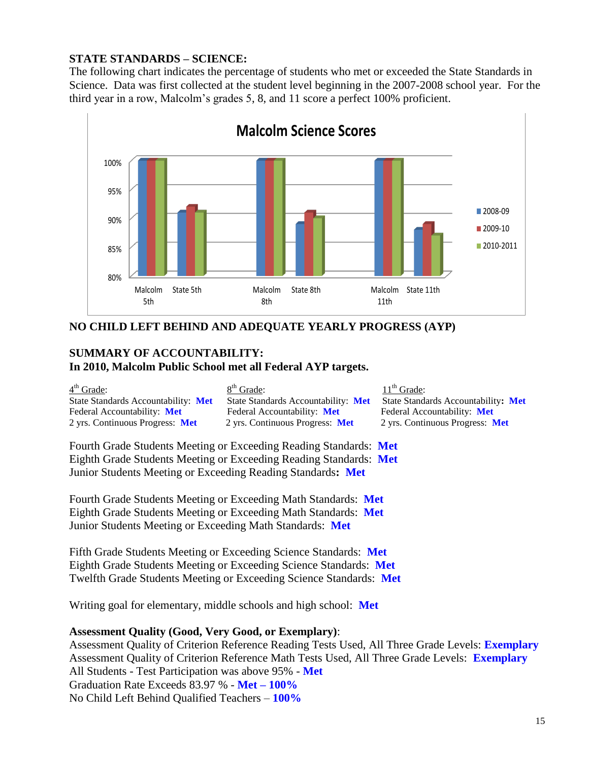**STATE STANDARDS – SCIENCE:**

The following chart indicates the percentage of students who met or exceeded the State Standards in Science. Data was first collected at the student level beginning in the 2007-2008 school year. For the third year in a row, Malcolm's grades 5, 8, and 11 score a perfect 100% proficient.

**NO CHILD LEFT BEHIND AND ADEQUATE YEARLY PROGRESS (AYP)**

**SUMMARY OF ACCOUNTABILITY:**
**In 2010, Malcolm Public School met all Federal AYP targets.**

4th Grade:
State Standards Accountability: **Met**
Federal Accountability: **Met**
2 yrs. Continuous Progress: **Met**

8th Grade:
State Standards Accountability: **Met**
Federal Accountability: **Met**
2 yrs. Continuous Progress: **Met**

11th Grade:
State Standards Accountability**:** **Met**
Federal Accountability: **Met**
2 yrs. Continuous Progress: **Met**

Fourth Grade Students Meeting or Exceeding Reading Standards: **Met**
Eighth Grade Students Meeting or Exceeding Reading Standards: **Met**
Junior Students Meeting or Exceeding Reading Standards**:** **Met**

Fourth Grade Students Meeting or Exceeding Math Standards: **Met**
Eighth Grade Students Meeting or Exceeding Math Standards: **Met**
Junior Students Meeting or Exceeding Math Standards: **Met**

Fifth Grade Students Meeting or Exceeding Science Standards: **Met**
Eighth Grade Students Meeting or Exceeding Science Standards: **Met**
Twelfth Grade Students Meeting or Exceeding Science Standards: **Met**

Writing goal for elementary, middle schools and high school: **Met**

**Assessment Quality (Good, Very Good, or Exemplary)**:
Assessment Quality of Criterion Reference Reading Tests Used, All Three Grade Levels: **Exemplary**
Assessment Quality of Criterion Reference Math Tests Used, All Three Grade Levels: **Exemplary**
All Students - Test Participation was above 95% - **Met**
Graduation Rate Exceeds 83.97 % - **Met – 100%**
No Child Left Behind Qualified Teachers – **100%**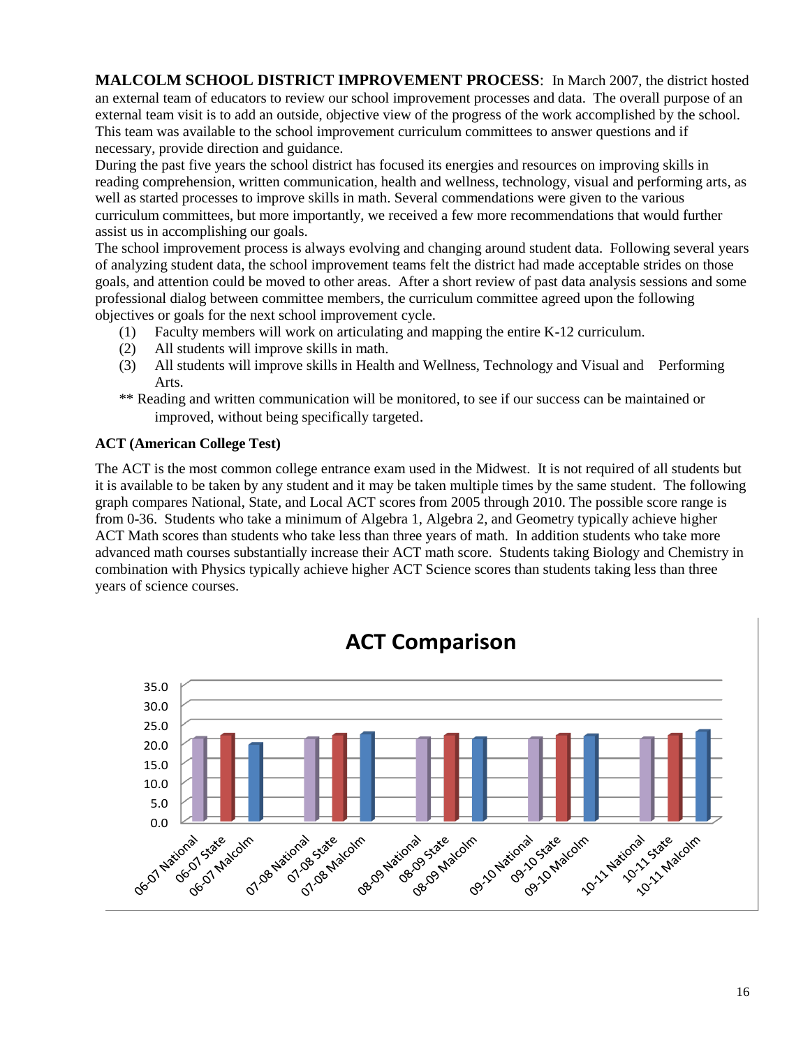**MALCOLM SCHOOL DISTRICT IMPROVEMENT PROCESS**: In March 2007, the district hosted an external team of educators to review our school improvement processes and data. The overall purpose of an external team visit is to add an outside, objective view of the progress of the work accomplished by the school. This team was available to the school improvement curriculum committees to answer questions and if necessary, provide direction and guidance.

During the past five years the school district has focused its energies and resources on improving skills in reading comprehension, written communication, health and wellness, technology, visual and performing arts, as well as started processes to improve skills in math. Several commendations were given to the various curriculum committees, but more importantly, we received a few more recommendations that would further assist us in accomplishing our goals.

The school improvement process is always evolving and changing around student data. Following several years of analyzing student data, the school improvement teams felt the district had made acceptable strides on those goals, and attention could be moved to other areas. After a short review of past data analysis sessions and some professional dialog between committee members, the curriculum committee agreed upon the following objectives or goals for the next school improvement cycle.

(1) Faculty members will work on articulating and mapping the entire K-12 curriculum.
(2) All students will improve skills in math.
(3) All students will improve skills in Health and Wellness, Technology and Visual and Performing Arts.

** Reading and written communication will be monitored, to see if our success can be maintained or improved, without being specifically targeted.

**ACT (American College Test)**

The ACT is the most common college entrance exam used in the Midwest. It is not required of all students but it is available to be taken by any student and it may be taken multiple times by the same student. The following graph compares National, State, and Local ACT scores from 2005 through 2010. The possible score range is from 0-36. Students who take a minimum of Algebra 1, Algebra 2, and Geometry typically achieve higher ACT Math scores than students who take less than three years of math. In addition students who take more advanced math courses substantially increase their ACT math score. Students taking Biology and Chemistry in combination with Physics typically achieve higher ACT Science scores than students taking less than three years of science courses.

**ACT Comparison**

| Year | National | State | Malcolm |
|---|---|---|---|
| 06-07 | ~21.1 | ~22.0 | ~19.7 |
| 07-08 | ~21.1 | ~22.0 | ~22.3 |
| 08-09 | ~21.1 | ~22.0 | ~21.1 |
| 09-10 | ~21.0 | ~22.0 | ~21.8 |
| 10-11 | ~21.0 | ~22.0 | ~23.0 |

*Values estimated from bar chart (axis 0.0–35.0).*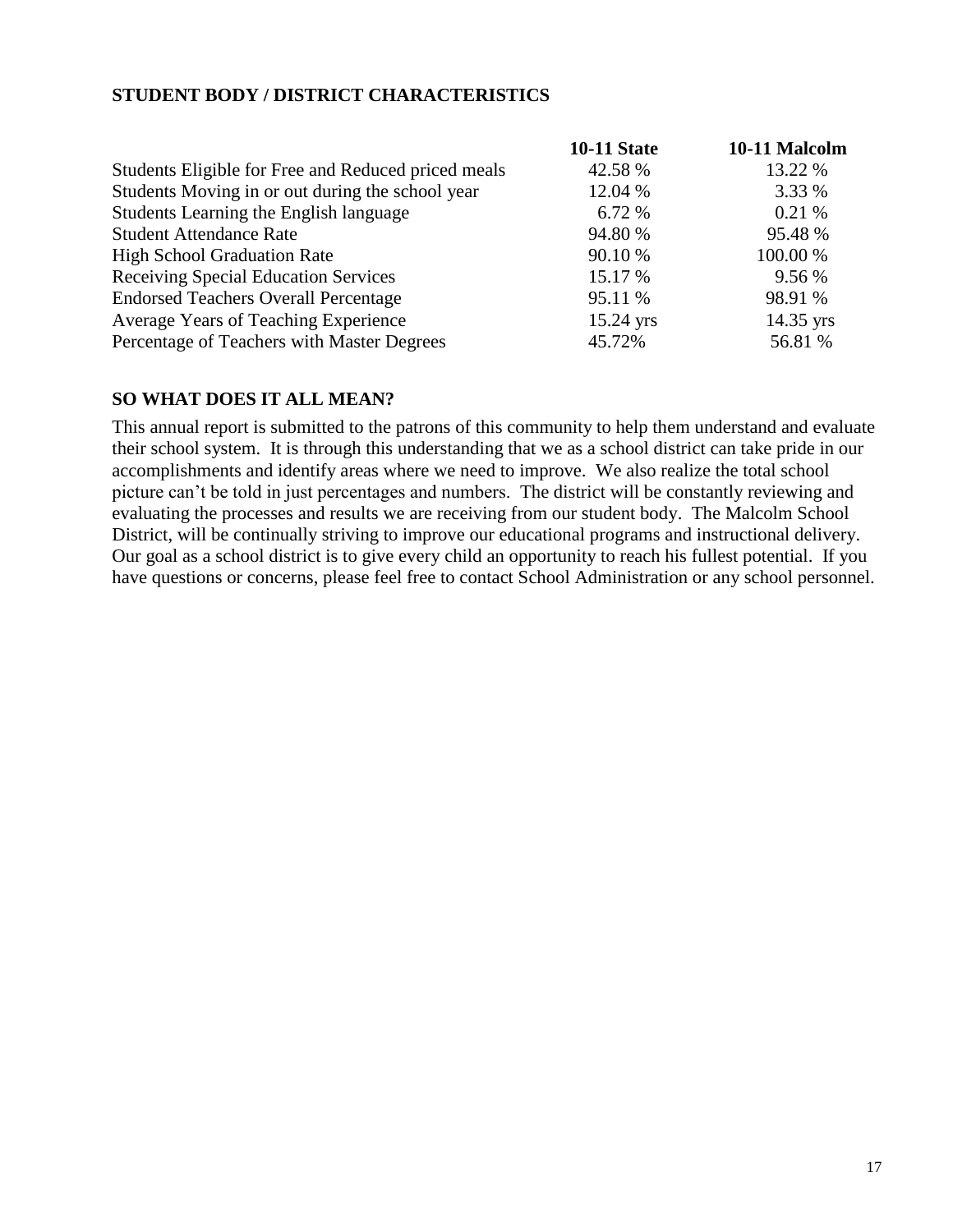## STUDENT BODY / DISTRICT CHARACTERISTICS

| | 10-11 State | 10-11 Malcolm |
|---|---|---|
| Students Eligible for Free and Reduced priced meals | 42.58 % | 13.22 % |
| Students Moving in or out during the school year | 12.04 % | 3.33 % |
| Students Learning the English language | 6.72 % | 0.21 % |
| Student Attendance Rate | 94.80 % | 95.48 % |
| High School Graduation Rate | 90.10 % | 100.00 % |
| Receiving Special Education Services | 15.17 % | 9.56 % |
| Endorsed Teachers Overall Percentage | 95.11 % | 98.91 % |
| Average Years of Teaching Experience | 15.24 yrs | 14.35 yrs |
| Percentage of Teachers with Master Degrees | 45.72% | 56.81 % |

## SO WHAT DOES IT ALL MEAN?

This annual report is submitted to the patrons of this community to help them understand and evaluate their school system. It is through this understanding that we as a school district can take pride in our accomplishments and identify areas where we need to improve. We also realize the total school picture can't be told in just percentages and numbers. The district will be constantly reviewing and evaluating the processes and results we are receiving from our student body. The Malcolm School District, will be continually striving to improve our educational programs and instructional delivery. Our goal as a school district is to give every child an opportunity to reach his fullest potential. If you have questions or concerns, please feel free to contact School Administration or any school personnel.